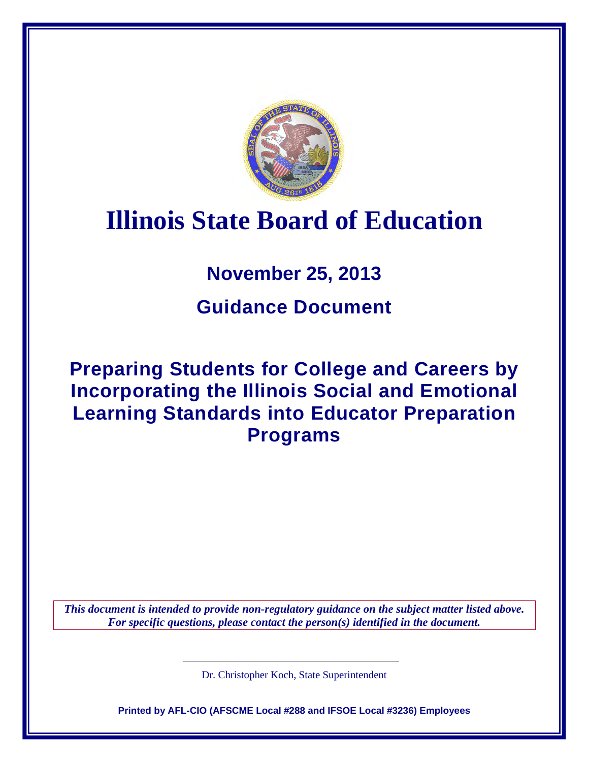# Illinois State Board of Education

## November 25, 2013

## Guidance Document

## Preparing Students for College and Careers by Incorporating the Illinois Social and Emotional Learning Standards into Educator Preparation Programs

*This document is intended to provide non-regulatory guidance on the subject matter listed above. For specific questions, please contact the person(s) identified in the document.*

Dr. Christopher Koch, State Superintendent

**Printed by AFL-CIO (AFSCME Local #288 and IFSOE Local #3236) Employees**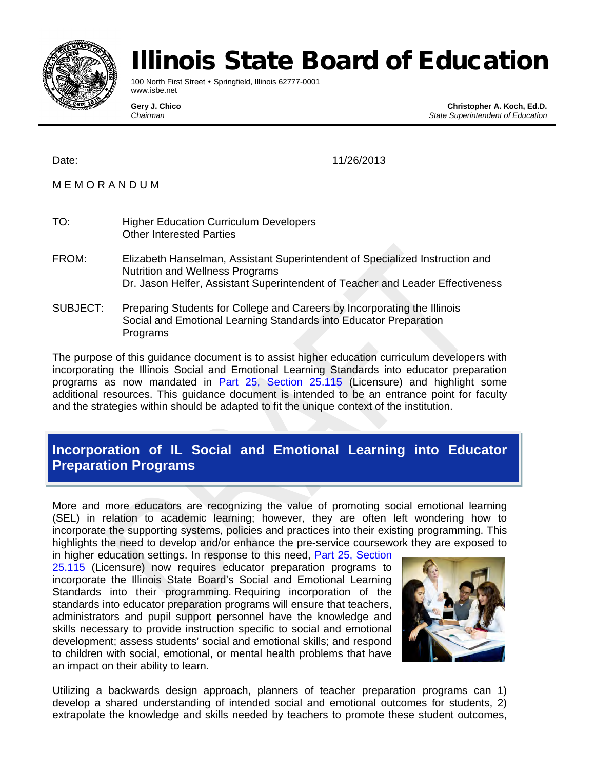# Illinois State Board of Education

100 North First Street • Springfield, Illinois 62777-0001
www.isbe.net

**Gery J. Chico**
*Chairman*

**Christopher A. Koch, Ed.D.**
*State Superintendent of Education*

Date: 11/26/2013

M E M O R A N D U M

TO: Higher Education Curriculum Developers
Other Interested Parties

FROM: Elizabeth Hanselman, Assistant Superintendent of Specialized Instruction and Nutrition and Wellness Programs
Dr. Jason Helfer, Assistant Superintendent of Teacher and Leader Effectiveness

SUBJECT: Preparing Students for College and Careers by Incorporating the Illinois Social and Emotional Learning Standards into Educator Preparation Programs

The purpose of this guidance document is to assist higher education curriculum developers with incorporating the Illinois Social and Emotional Learning Standards into educator preparation programs as now mandated in Part 25, Section 25.115 (Licensure) and highlight some additional resources. This guidance document is intended to be an entrance point for faculty and the strategies within should be adapted to fit the unique context of the institution.

## Incorporation of IL Social and Emotional Learning into Educator Preparation Programs

More and more educators are recognizing the value of promoting social emotional learning (SEL) in relation to academic learning; however, they are often left wondering how to incorporate the supporting systems, policies and practices into their existing programming. This highlights the need to develop and/or enhance the pre-service coursework they are exposed to in higher education settings. In response to this need, Part 25, Section 25.115 (Licensure) now requires educator preparation programs to incorporate the Illinois State Board's Social and Emotional Learning Standards into their programming. Requiring incorporation of the standards into educator preparation programs will ensure that teachers, administrators and pupil support personnel have the knowledge and skills necessary to provide instruction specific to social and emotional development; assess students' social and emotional skills; and respond to children with social, emotional, or mental health problems that have an impact on their ability to learn.

Utilizing a backwards design approach, planners of teacher preparation programs can 1) develop a shared understanding of intended social and emotional outcomes for students, 2) extrapolate the knowledge and skills needed by teachers to promote these student outcomes,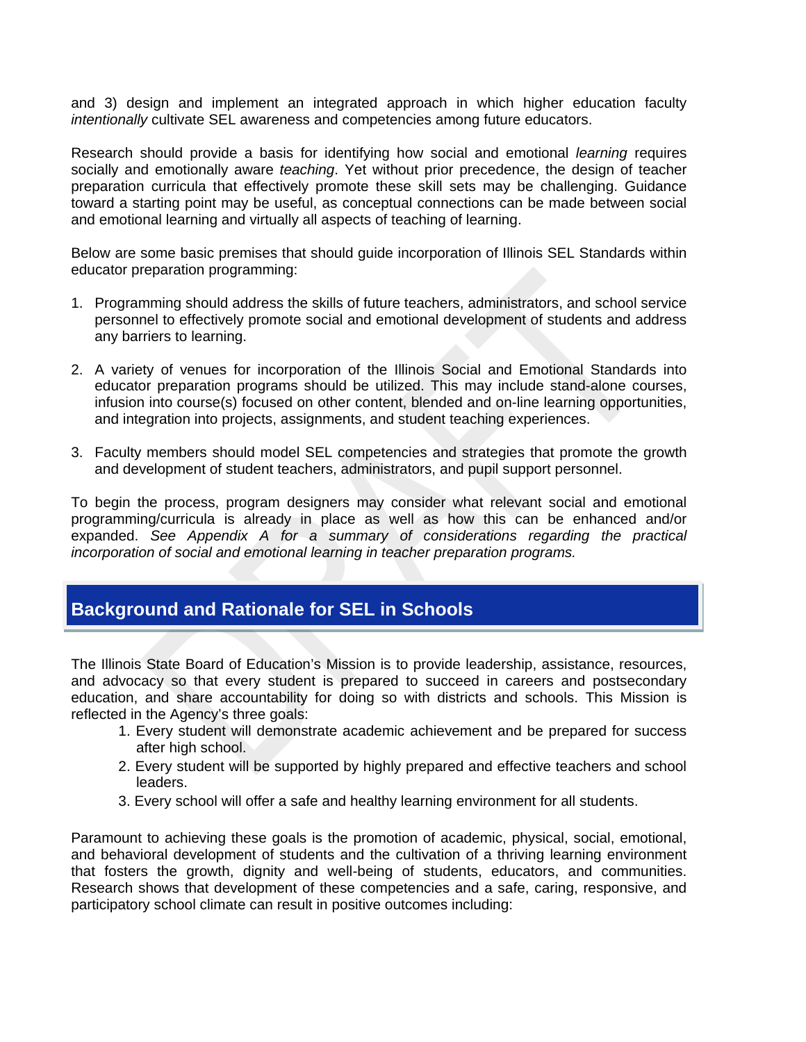and 3) design and implement an integrated approach in which higher education faculty *intentionally* cultivate SEL awareness and competencies among future educators.

Research should provide a basis for identifying how social and emotional *learning* requires socially and emotionally aware *teaching*. Yet without prior precedence, the design of teacher preparation curricula that effectively promote these skill sets may be challenging. Guidance toward a starting point may be useful, as conceptual connections can be made between social and emotional learning and virtually all aspects of teaching of learning.

Below are some basic premises that should guide incorporation of Illinois SEL Standards within educator preparation programming:

1. Programming should address the skills of future teachers, administrators, and school service personnel to effectively promote social and emotional development of students and address any barriers to learning.

2. A variety of venues for incorporation of the Illinois Social and Emotional Standards into educator preparation programs should be utilized. This may include stand-alone courses, infusion into course(s) focused on other content, blended and on-line learning opportunities, and integration into projects, assignments, and student teaching experiences.

3. Faculty members should model SEL competencies and strategies that promote the growth and development of student teachers, administrators, and pupil support personnel.

To begin the process, program designers may consider what relevant social and emotional programming/curricula is already in place as well as how this can be enhanced and/or expanded. *See Appendix A for a summary of considerations regarding the practical incorporation of social and emotional learning in teacher preparation programs.*

## Background and Rationale for SEL in Schools

The Illinois State Board of Education's Mission is to provide leadership, assistance, resources, and advocacy so that every student is prepared to succeed in careers and postsecondary education, and share accountability for doing so with districts and schools. This Mission is reflected in the Agency's three goals:

1. Every student will demonstrate academic achievement and be prepared for success after high school.
2. Every student will be supported by highly prepared and effective teachers and school leaders.
3. Every school will offer a safe and healthy learning environment for all students.

Paramount to achieving these goals is the promotion of academic, physical, social, emotional, and behavioral development of students and the cultivation of a thriving learning environment that fosters the growth, dignity and well-being of students, educators, and communities. Research shows that development of these competencies and a safe, caring, responsive, and participatory school climate can result in positive outcomes including: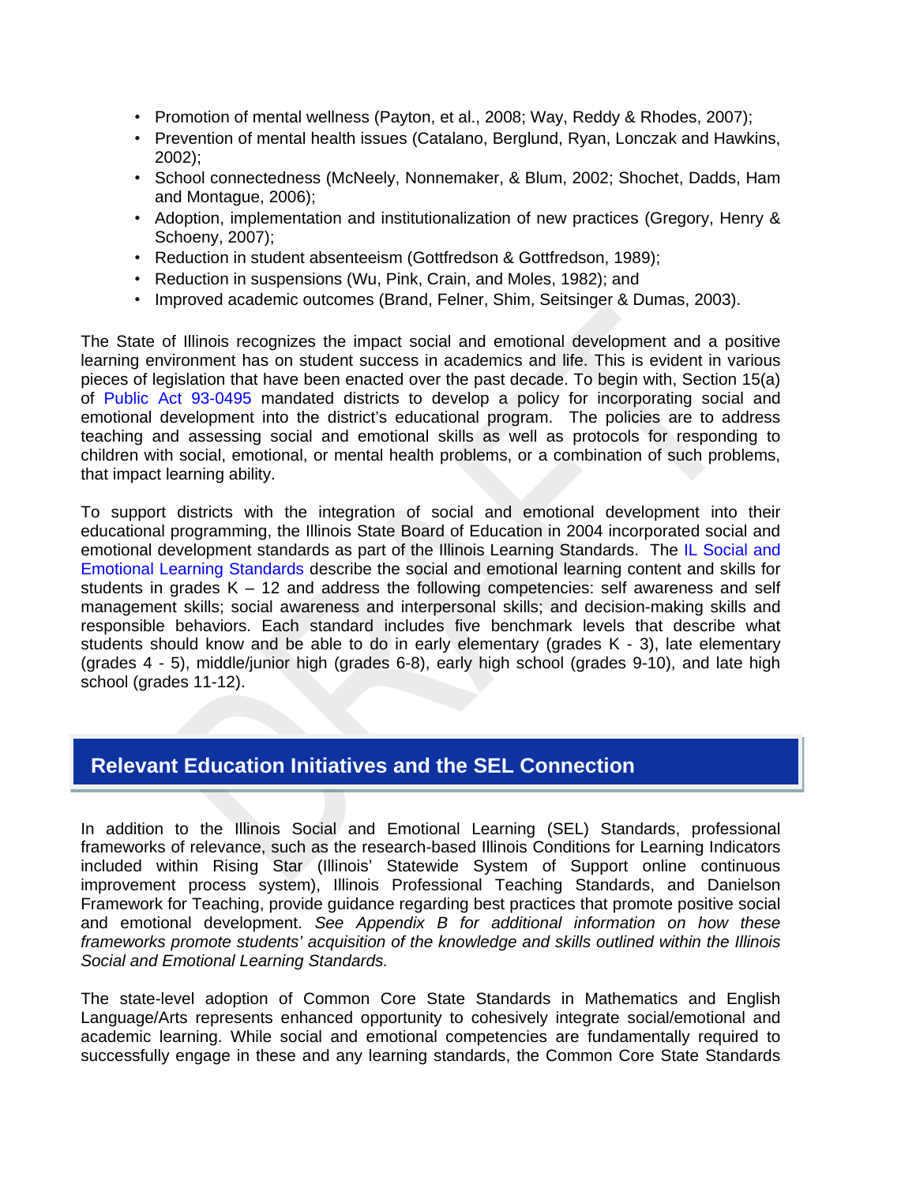- Promotion of mental wellness (Payton, et al., 2008; Way, Reddy & Rhodes, 2007);
- Prevention of mental health issues (Catalano, Berglund, Ryan, Lonczak and Hawkins, 2002);
- School connectedness (McNeely, Nonnemaker, & Blum, 2002; Shochet, Dadds, Ham and Montague, 2006);
- Adoption, implementation and institutionalization of new practices (Gregory, Henry & Schoeny, 2007);
- Reduction in student absenteeism (Gottfredson & Gottfredson, 1989);
- Reduction in suspensions (Wu, Pink, Crain, and Moles, 1982); and
- Improved academic outcomes (Brand, Felner, Shim, Seitsinger & Dumas, 2003).

The State of Illinois recognizes the impact social and emotional development and a positive learning environment has on student success in academics and life. This is evident in various pieces of legislation that have been enacted over the past decade. To begin with, Section 15(a) of Public Act 93-0495 mandated districts to develop a policy for incorporating social and emotional development into the district's educational program. The policies are to address teaching and assessing social and emotional skills as well as protocols for responding to children with social, emotional, or mental health problems, or a combination of such problems, that impact learning ability.

To support districts with the integration of social and emotional development into their educational programming, the Illinois State Board of Education in 2004 incorporated social and emotional development standards as part of the Illinois Learning Standards. The IL Social and Emotional Learning Standards describe the social and emotional learning content and skills for students in grades K – 12 and address the following competencies: self awareness and self management skills; social awareness and interpersonal skills; and decision-making skills and responsible behaviors. Each standard includes five benchmark levels that describe what students should know and be able to do in early elementary (grades K - 3), late elementary (grades 4 - 5), middle/junior high (grades 6-8), early high school (grades 9-10), and late high school (grades 11-12).

## Relevant Education Initiatives and the SEL Connection

In addition to the Illinois Social and Emotional Learning (SEL) Standards, professional frameworks of relevance, such as the research-based Illinois Conditions for Learning Indicators included within Rising Star (Illinois' Statewide System of Support online continuous improvement process system), Illinois Professional Teaching Standards, and Danielson Framework for Teaching, provide guidance regarding best practices that promote positive social and emotional development. *See Appendix B for additional information on how these frameworks promote students' acquisition of the knowledge and skills outlined within the Illinois Social and Emotional Learning Standards.*

The state-level adoption of Common Core State Standards in Mathematics and English Language/Arts represents enhanced opportunity to cohesively integrate social/emotional and academic learning. While social and emotional competencies are fundamentally required to successfully engage in these and any learning standards, the Common Core State Standards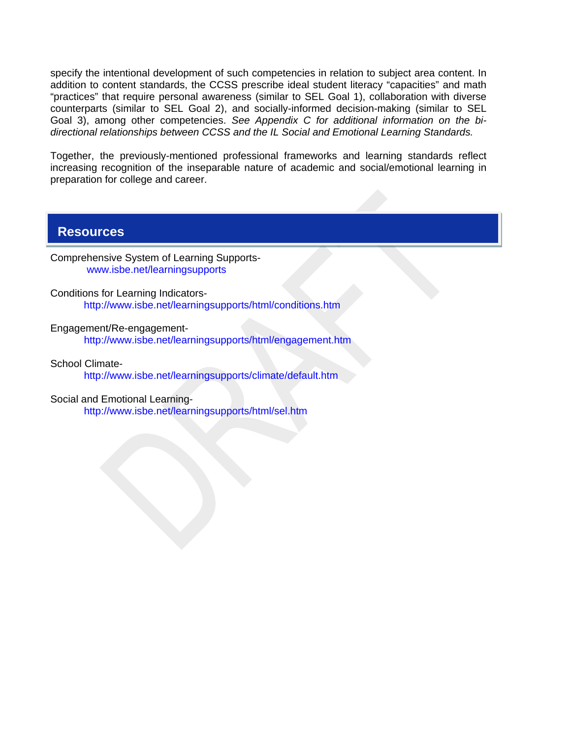specify the intentional development of such competencies in relation to subject area content. In addition to content standards, the CCSS prescribe ideal student literacy "capacities" and math "practices" that require personal awareness (similar to SEL Goal 1), collaboration with diverse counterparts (similar to SEL Goal 2), and socially-informed decision-making (similar to SEL Goal 3), among other competencies. *See Appendix C for additional information on the bi-directional relationships between CCSS and the IL Social and Emotional Learning Standards.*

Together, the previously-mentioned professional frameworks and learning standards reflect increasing recognition of the inseparable nature of academic and social/emotional learning in preparation for college and career.

## Resources

Comprehensive System of Learning Supports-
www.isbe.net/learningsupports

Conditions for Learning Indicators-
http://www.isbe.net/learningsupports/html/conditions.htm

Engagement/Re-engagement-
http://www.isbe.net/learningsupports/html/engagement.htm

School Climate-
http://www.isbe.net/learningsupports/climate/default.htm

Social and Emotional Learning-
http://www.isbe.net/learningsupports/html/sel.htm